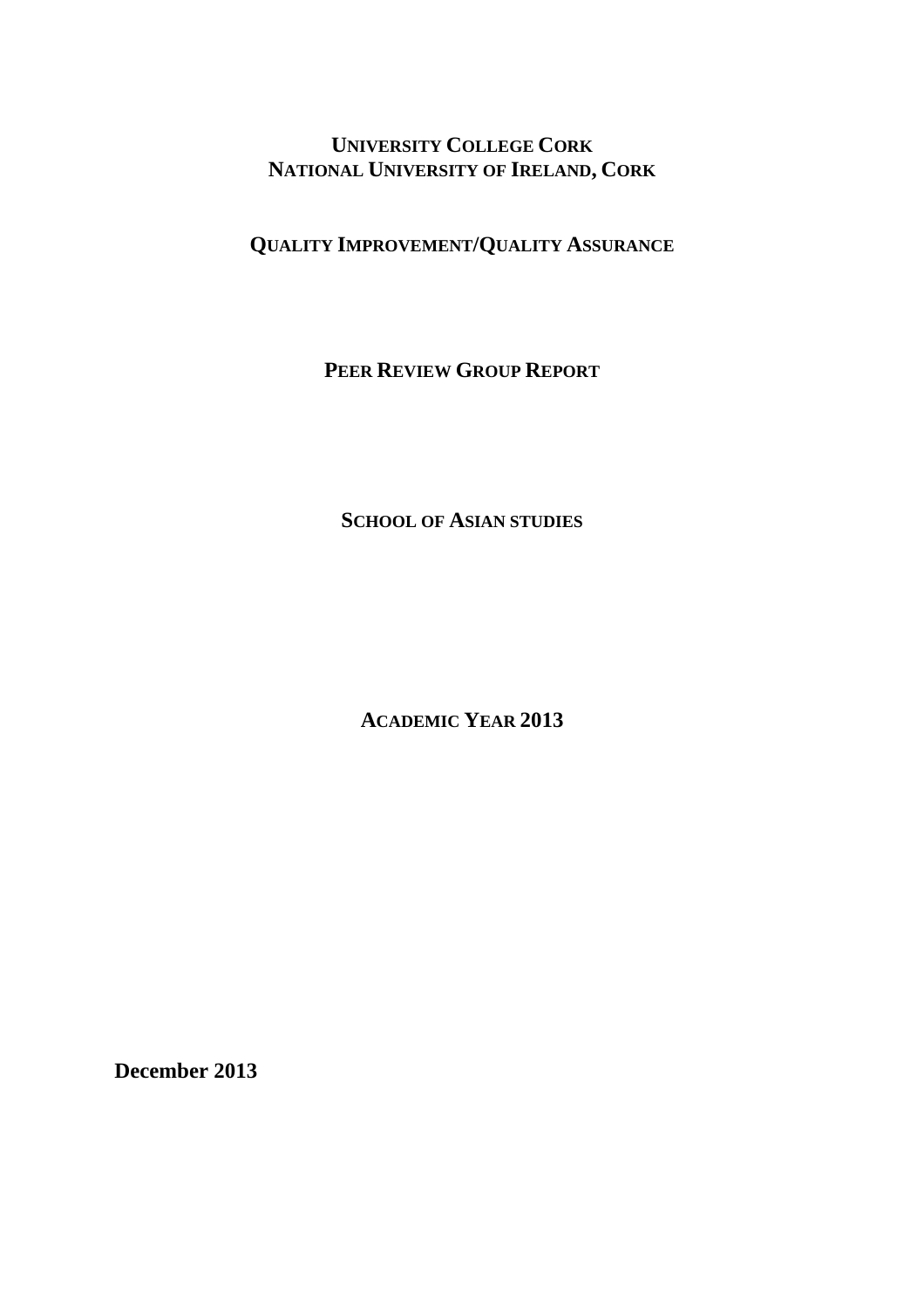**UNIVERSITY COLLEGE CORK**
**NATIONAL UNIVERSITY OF IRELAND, CORK**

**QUALITY IMPROVEMENT/QUALITY ASSURANCE**

# PEER REVIEW GROUP REPORT

## SCHOOL OF ASIAN STUDIES

**ACADEMIC YEAR 2013**

**December 2013**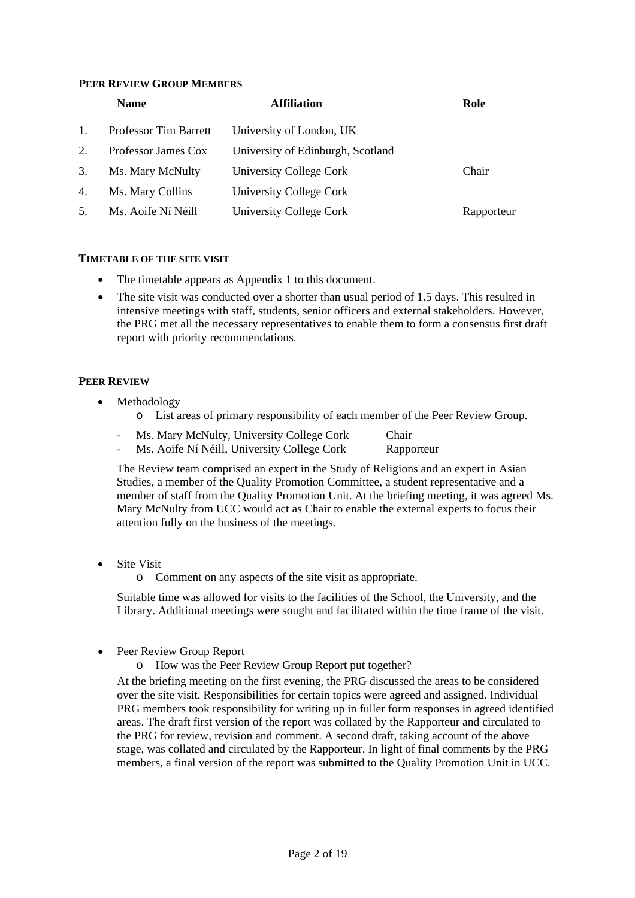**PEER REVIEW GROUP MEMBERS**

|  | Name | Affiliation | Role |
|---|---|---|---|
| 1. | Professor Tim Barrett | University of London, UK | |
| 2. | Professor James Cox | University of Edinburgh, Scotland | |
| 3. | Ms. Mary McNulty | University College Cork | Chair |
| 4. | Ms. Mary Collins | University College Cork | |
| 5. | Ms. Aoife Ní Néill | University College Cork | Rapporteur |

**TIMETABLE OF THE SITE VISIT**

- The timetable appears as Appendix 1 to this document.
- The site visit was conducted over a shorter than usual period of 1.5 days. This resulted in intensive meetings with staff, students, senior officers and external stakeholders. However, the PRG met all the necessary representatives to enable them to form a consensus first draft report with priority recommendations.

**PEER REVIEW**

- Methodology
  - List areas of primary responsibility of each member of the Peer Review Group.

  - Ms. Mary McNulty, University College Cork Chair
  - Ms. Aoife Ní Néill, University College Cork Rapporteur

  The Review team comprised an expert in the Study of Religions and an expert in Asian Studies, a member of the Quality Promotion Committee, a student representative and a member of staff from the Quality Promotion Unit. At the briefing meeting, it was agreed Ms. Mary McNulty from UCC would act as Chair to enable the external experts to focus their attention fully on the business of the meetings.

- Site Visit
  - Comment on any aspects of the site visit as appropriate.

  Suitable time was allowed for visits to the facilities of the School, the University, and the Library. Additional meetings were sought and facilitated within the time frame of the visit.

- Peer Review Group Report
  - How was the Peer Review Group Report put together?

  At the briefing meeting on the first evening, the PRG discussed the areas to be considered over the site visit. Responsibilities for certain topics were agreed and assigned. Individual PRG members took responsibility for writing up in fuller form responses in agreed identified areas. The draft first version of the report was collated by the Rapporteur and circulated to the PRG for review, revision and comment. A second draft, taking account of the above stage, was collated and circulated by the Rapporteur. In light of final comments by the PRG members, a final version of the report was submitted to the Quality Promotion Unit in UCC.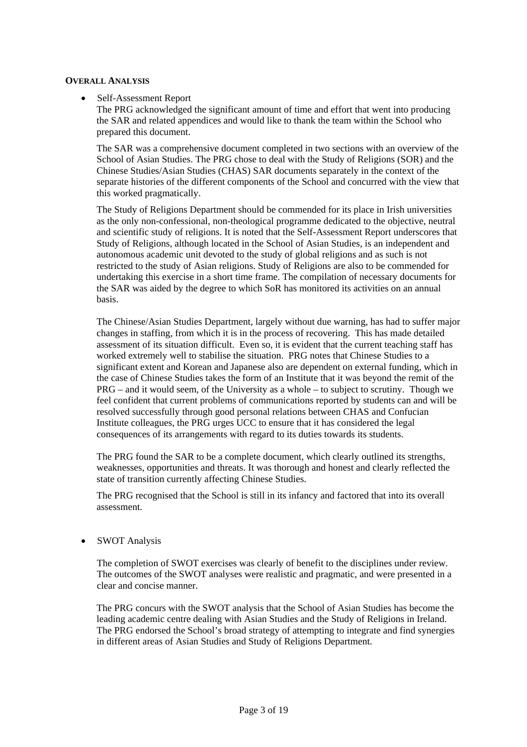**OVERALL ANALYSIS**

- Self-Assessment Report

  The PRG acknowledged the significant amount of time and effort that went into producing the SAR and related appendices and would like to thank the team within the School who prepared this document.

  The SAR was a comprehensive document completed in two sections with an overview of the School of Asian Studies. The PRG chose to deal with the Study of Religions (SOR) and the Chinese Studies/Asian Studies (CHAS) SAR documents separately in the context of the separate histories of the different components of the School and concurred with the view that this worked pragmatically.

  The Study of Religions Department should be commended for its place in Irish universities as the only non-confessional, non-theological programme dedicated to the objective, neutral and scientific study of religions. It is noted that the Self-Assessment Report underscores that Study of Religions, although located in the School of Asian Studies, is an independent and autonomous academic unit devoted to the study of global religions and as such is not restricted to the study of Asian religions. Study of Religions are also to be commended for undertaking this exercise in a short time frame. The compilation of necessary documents for the SAR was aided by the degree to which SoR has monitored its activities on an annual basis.

  The Chinese/Asian Studies Department, largely without due warning, has had to suffer major changes in staffing, from which it is in the process of recovering. This has made detailed assessment of its situation difficult. Even so, it is evident that the current teaching staff has worked extremely well to stabilise the situation. PRG notes that Chinese Studies to a significant extent and Korean and Japanese also are dependent on external funding, which in the case of Chinese Studies takes the form of an Institute that it was beyond the remit of the PRG – and it would seem, of the University as a whole – to subject to scrutiny. Though we feel confident that current problems of communications reported by students can and will be resolved successfully through good personal relations between CHAS and Confucian Institute colleagues, the PRG urges UCC to ensure that it has considered the legal consequences of its arrangements with regard to its duties towards its students.

  The PRG found the SAR to be a complete document, which clearly outlined its strengths, weaknesses, opportunities and threats. It was thorough and honest and clearly reflected the state of transition currently affecting Chinese Studies.

  The PRG recognised that the School is still in its infancy and factored that into its overall assessment.

- SWOT Analysis

  The completion of SWOT exercises was clearly of benefit to the disciplines under review. The outcomes of the SWOT analyses were realistic and pragmatic, and were presented in a clear and concise manner.

  The PRG concurs with the SWOT analysis that the School of Asian Studies has become the leading academic centre dealing with Asian Studies and the Study of Religions in Ireland. The PRG endorsed the School's broad strategy of attempting to integrate and find synergies in different areas of Asian Studies and Study of Religions Department.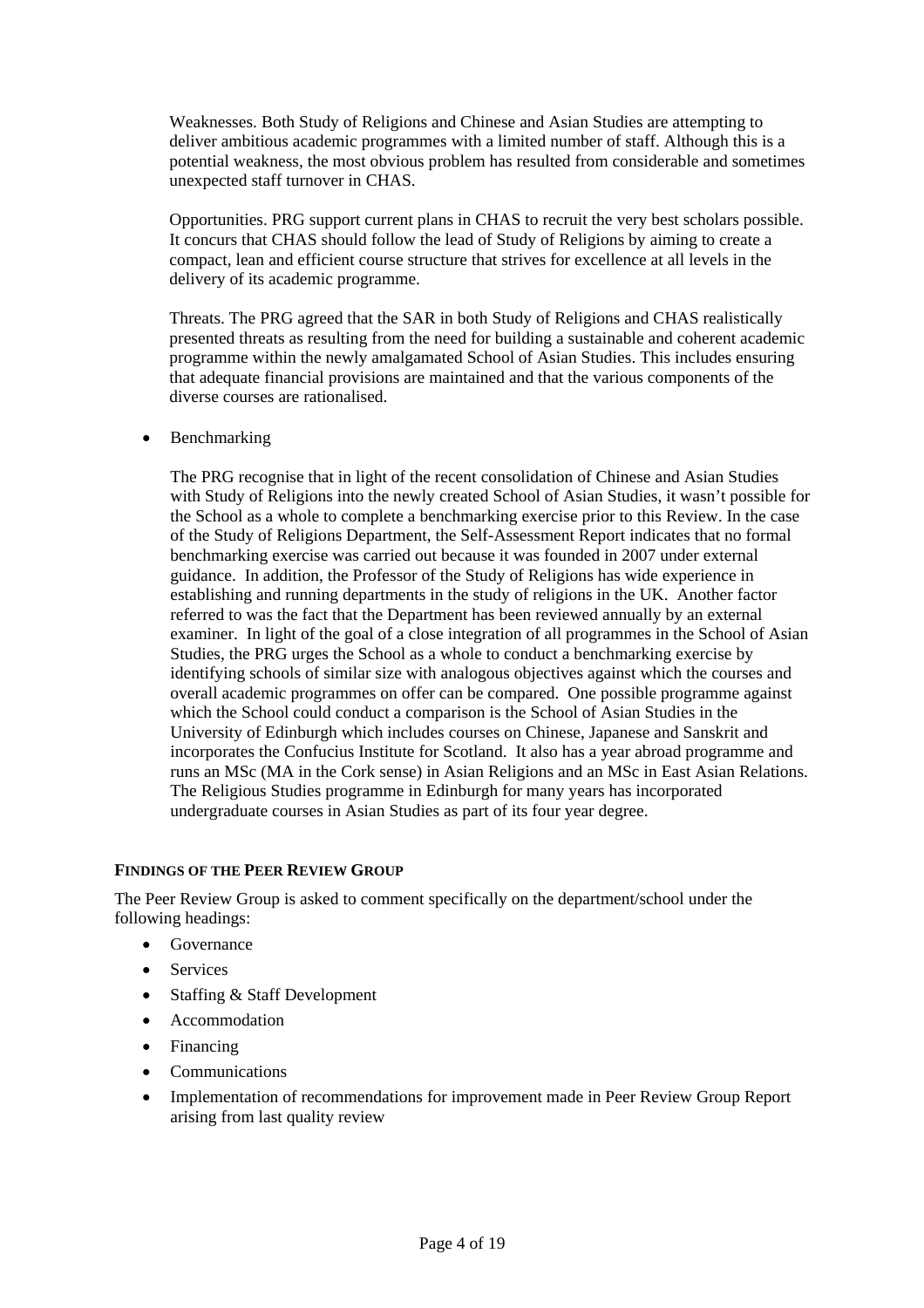Weaknesses. Both Study of Religions and Chinese and Asian Studies are attempting to deliver ambitious academic programmes with a limited number of staff. Although this is a potential weakness, the most obvious problem has resulted from considerable and sometimes unexpected staff turnover in CHAS.

Opportunities. PRG support current plans in CHAS to recruit the very best scholars possible. It concurs that CHAS should follow the lead of Study of Religions by aiming to create a compact, lean and efficient course structure that strives for excellence at all levels in the delivery of its academic programme.

Threats. The PRG agreed that the SAR in both Study of Religions and CHAS realistically presented threats as resulting from the need for building a sustainable and coherent academic programme within the newly amalgamated School of Asian Studies. This includes ensuring that adequate financial provisions are maintained and that the various components of the diverse courses are rationalised.

- Benchmarking

  The PRG recognise that in light of the recent consolidation of Chinese and Asian Studies with Study of Religions into the newly created School of Asian Studies, it wasn't possible for the School as a whole to complete a benchmarking exercise prior to this Review. In the case of the Study of Religions Department, the Self-Assessment Report indicates that no formal benchmarking exercise was carried out because it was founded in 2007 under external guidance. In addition, the Professor of the Study of Religions has wide experience in establishing and running departments in the study of religions in the UK. Another factor referred to was the fact that the Department has been reviewed annually by an external examiner. In light of the goal of a close integration of all programmes in the School of Asian Studies, the PRG urges the School as a whole to conduct a benchmarking exercise by identifying schools of similar size with analogous objectives against which the courses and overall academic programmes on offer can be compared. One possible programme against which the School could conduct a comparison is the School of Asian Studies in the University of Edinburgh which includes courses on Chinese, Japanese and Sanskrit and incorporates the Confucius Institute for Scotland. It also has a year abroad programme and runs an MSc (MA in the Cork sense) in Asian Religions and an MSc in East Asian Relations. The Religious Studies programme in Edinburgh for many years has incorporated undergraduate courses in Asian Studies as part of its four year degree.

## FINDINGS OF THE PEER REVIEW GROUP

The Peer Review Group is asked to comment specifically on the department/school under the following headings:

- Governance
- Services
- Staffing & Staff Development
- Accommodation
- Financing
- Communications
- Implementation of recommendations for improvement made in Peer Review Group Report arising from last quality review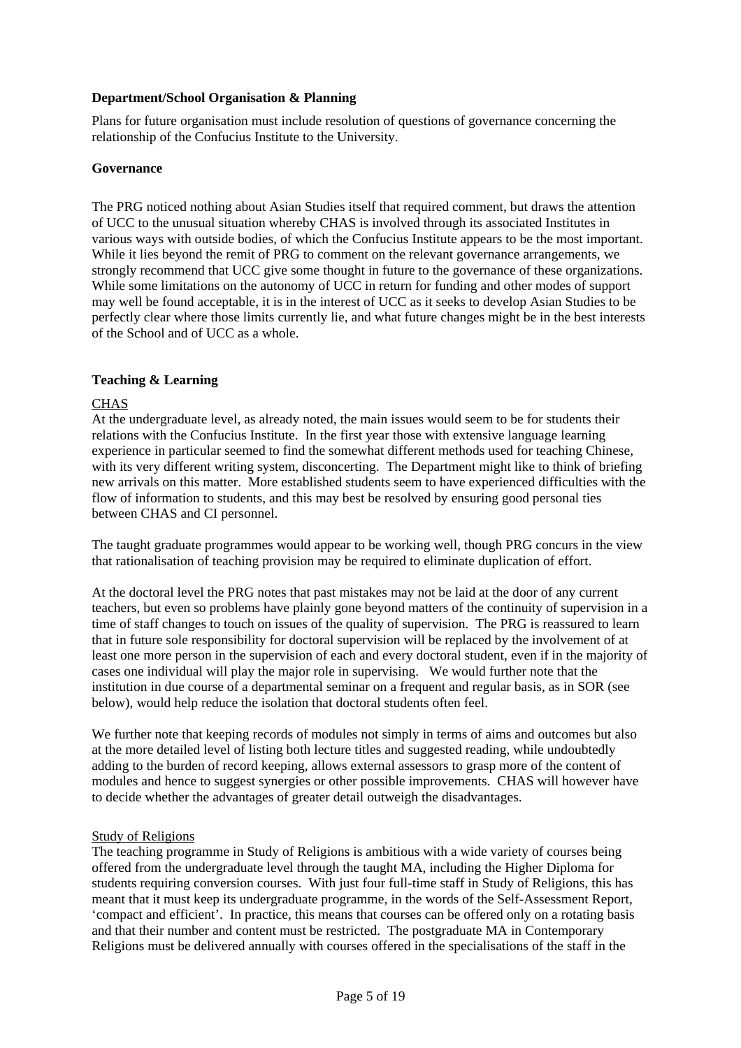**Department/School Organisation & Planning**

Plans for future organisation must include resolution of questions of governance concerning the relationship of the Confucius Institute to the University.

**Governance**

The PRG noticed nothing about Asian Studies itself that required comment, but draws the attention of UCC to the unusual situation whereby CHAS is involved through its associated Institutes in various ways with outside bodies, of which the Confucius Institute appears to be the most important. While it lies beyond the remit of PRG to comment on the relevant governance arrangements, we strongly recommend that UCC give some thought in future to the governance of these organizations. While some limitations on the autonomy of UCC in return for funding and other modes of support may well be found acceptable, it is in the interest of UCC as it seeks to develop Asian Studies to be perfectly clear where those limits currently lie, and what future changes might be in the best interests of the School and of UCC as a whole.

**Teaching & Learning**

CHAS

At the undergraduate level, as already noted, the main issues would seem to be for students their relations with the Confucius Institute. In the first year those with extensive language learning experience in particular seemed to find the somewhat different methods used for teaching Chinese, with its very different writing system, disconcerting. The Department might like to think of briefing new arrivals on this matter. More established students seem to have experienced difficulties with the flow of information to students, and this may best be resolved by ensuring good personal ties between CHAS and CI personnel.

The taught graduate programmes would appear to be working well, though PRG concurs in the view that rationalisation of teaching provision may be required to eliminate duplication of effort.

At the doctoral level the PRG notes that past mistakes may not be laid at the door of any current teachers, but even so problems have plainly gone beyond matters of the continuity of supervision in a time of staff changes to touch on issues of the quality of supervision. The PRG is reassured to learn that in future sole responsibility for doctoral supervision will be replaced by the involvement of at least one more person in the supervision of each and every doctoral student, even if in the majority of cases one individual will play the major role in supervising. We would further note that the institution in due course of a departmental seminar on a frequent and regular basis, as in SOR (see below), would help reduce the isolation that doctoral students often feel.

We further note that keeping records of modules not simply in terms of aims and outcomes but also at the more detailed level of listing both lecture titles and suggested reading, while undoubtedly adding to the burden of record keeping, allows external assessors to grasp more of the content of modules and hence to suggest synergies or other possible improvements. CHAS will however have to decide whether the advantages of greater detail outweigh the disadvantages.

Study of Religions

The teaching programme in Study of Religions is ambitious with a wide variety of courses being offered from the undergraduate level through the taught MA, including the Higher Diploma for students requiring conversion courses. With just four full-time staff in Study of Religions, this has meant that it must keep its undergraduate programme, in the words of the Self-Assessment Report, 'compact and efficient'. In practice, this means that courses can be offered only on a rotating basis and that their number and content must be restricted. The postgraduate MA in Contemporary Religions must be delivered annually with courses offered in the specialisations of the staff in the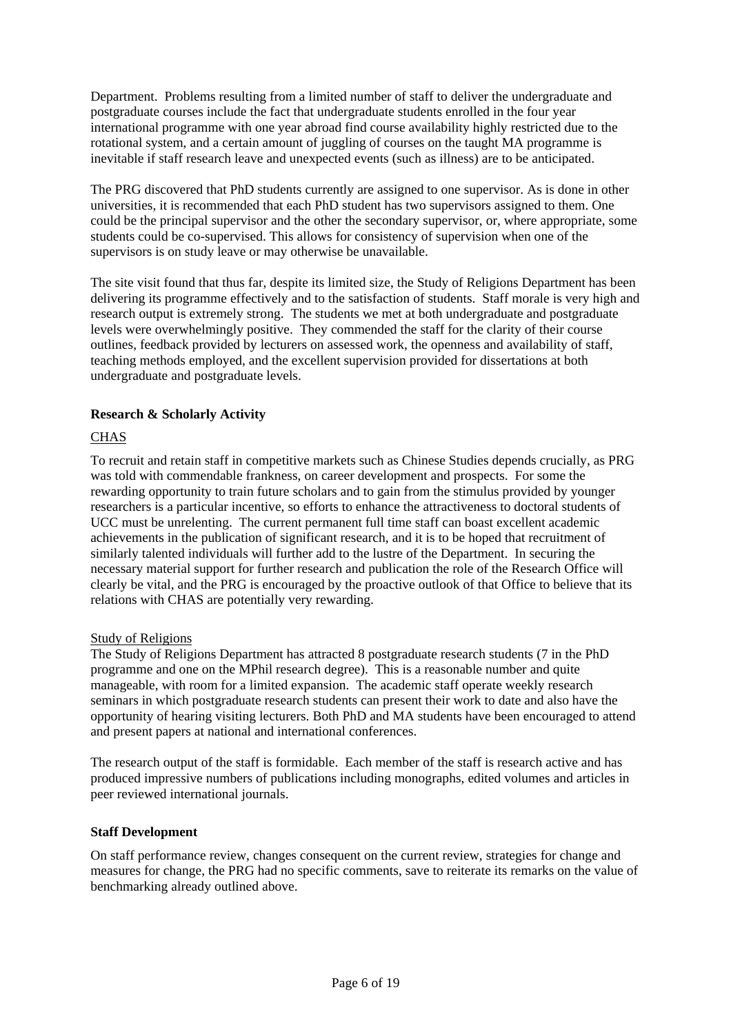Department. Problems resulting from a limited number of staff to deliver the undergraduate and postgraduate courses include the fact that undergraduate students enrolled in the four year international programme with one year abroad find course availability highly restricted due to the rotational system, and a certain amount of juggling of courses on the taught MA programme is inevitable if staff research leave and unexpected events (such as illness) are to be anticipated.

The PRG discovered that PhD students currently are assigned to one supervisor. As is done in other universities, it is recommended that each PhD student has two supervisors assigned to them. One could be the principal supervisor and the other the secondary supervisor, or, where appropriate, some students could be co-supervised. This allows for consistency of supervision when one of the supervisors is on study leave or may otherwise be unavailable.

The site visit found that thus far, despite its limited size, the Study of Religions Department has been delivering its programme effectively and to the satisfaction of students. Staff morale is very high and research output is extremely strong. The students we met at both undergraduate and postgraduate levels were overwhelmingly positive. They commended the staff for the clarity of their course outlines, feedback provided by lecturers on assessed work, the openness and availability of staff, teaching methods employed, and the excellent supervision provided for dissertations at both undergraduate and postgraduate levels.

**Research & Scholarly Activity**

CHAS

To recruit and retain staff in competitive markets such as Chinese Studies depends crucially, as PRG was told with commendable frankness, on career development and prospects. For some the rewarding opportunity to train future scholars and to gain from the stimulus provided by younger researchers is a particular incentive, so efforts to enhance the attractiveness to doctoral students of UCC must be unrelenting. The current permanent full time staff can boast excellent academic achievements in the publication of significant research, and it is to be hoped that recruitment of similarly talented individuals will further add to the lustre of the Department. In securing the necessary material support for further research and publication the role of the Research Office will clearly be vital, and the PRG is encouraged by the proactive outlook of that Office to believe that its relations with CHAS are potentially very rewarding.

Study of Religions

The Study of Religions Department has attracted 8 postgraduate research students (7 in the PhD programme and one on the MPhil research degree). This is a reasonable number and quite manageable, with room for a limited expansion. The academic staff operate weekly research seminars in which postgraduate research students can present their work to date and also have the opportunity of hearing visiting lecturers. Both PhD and MA students have been encouraged to attend and present papers at national and international conferences.

The research output of the staff is formidable. Each member of the staff is research active and has produced impressive numbers of publications including monographs, edited volumes and articles in peer reviewed international journals.

**Staff Development**

On staff performance review, changes consequent on the current review, strategies for change and measures for change, the PRG had no specific comments, save to reiterate its remarks on the value of benchmarking already outlined above.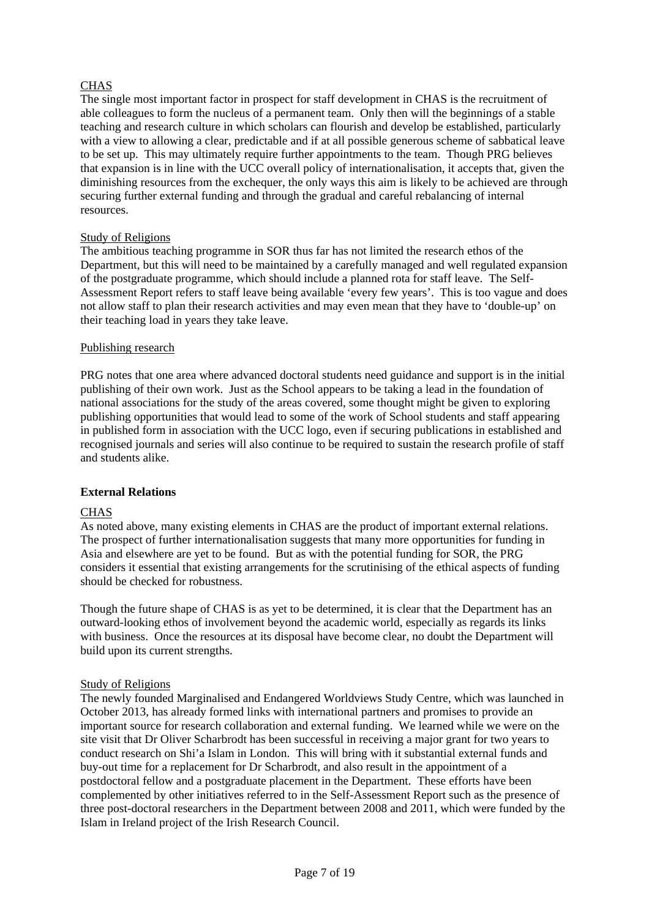CHAS

The single most important factor in prospect for staff development in CHAS is the recruitment of able colleagues to form the nucleus of a permanent team. Only then will the beginnings of a stable teaching and research culture in which scholars can flourish and develop be established, particularly with a view to allowing a clear, predictable and if at all possible generous scheme of sabbatical leave to be set up. This may ultimately require further appointments to the team. Though PRG believes that expansion is in line with the UCC overall policy of internationalisation, it accepts that, given the diminishing resources from the exchequer, the only ways this aim is likely to be achieved are through securing further external funding and through the gradual and careful rebalancing of internal resources.

Study of Religions

The ambitious teaching programme in SOR thus far has not limited the research ethos of the Department, but this will need to be maintained by a carefully managed and well regulated expansion of the postgraduate programme, which should include a planned rota for staff leave. The Self-Assessment Report refers to staff leave being available 'every few years'. This is too vague and does not allow staff to plan their research activities and may even mean that they have to 'double-up' on their teaching load in years they take leave.

Publishing research

PRG notes that one area where advanced doctoral students need guidance and support is in the initial publishing of their own work. Just as the School appears to be taking a lead in the foundation of national associations for the study of the areas covered, some thought might be given to exploring publishing opportunities that would lead to some of the work of School students and staff appearing in published form in association with the UCC logo, even if securing publications in established and recognised journals and series will also continue to be required to sustain the research profile of staff and students alike.

**External Relations**

CHAS

As noted above, many existing elements in CHAS are the product of important external relations. The prospect of further internationalisation suggests that many more opportunities for funding in Asia and elsewhere are yet to be found. But as with the potential funding for SOR, the PRG considers it essential that existing arrangements for the scrutinising of the ethical aspects of funding should be checked for robustness.

Though the future shape of CHAS is as yet to be determined, it is clear that the Department has an outward-looking ethos of involvement beyond the academic world, especially as regards its links with business. Once the resources at its disposal have become clear, no doubt the Department will build upon its current strengths.

Study of Religions

The newly founded Marginalised and Endangered Worldviews Study Centre, which was launched in October 2013, has already formed links with international partners and promises to provide an important source for research collaboration and external funding. We learned while we were on the site visit that Dr Oliver Scharbrodt has been successful in receiving a major grant for two years to conduct research on Shi'a Islam in London. This will bring with it substantial external funds and buy-out time for a replacement for Dr Scharbrodt, and also result in the appointment of a postdoctoral fellow and a postgraduate placement in the Department. These efforts have been complemented by other initiatives referred to in the Self-Assessment Report such as the presence of three post-doctoral researchers in the Department between 2008 and 2011, which were funded by the Islam in Ireland project of the Irish Research Council.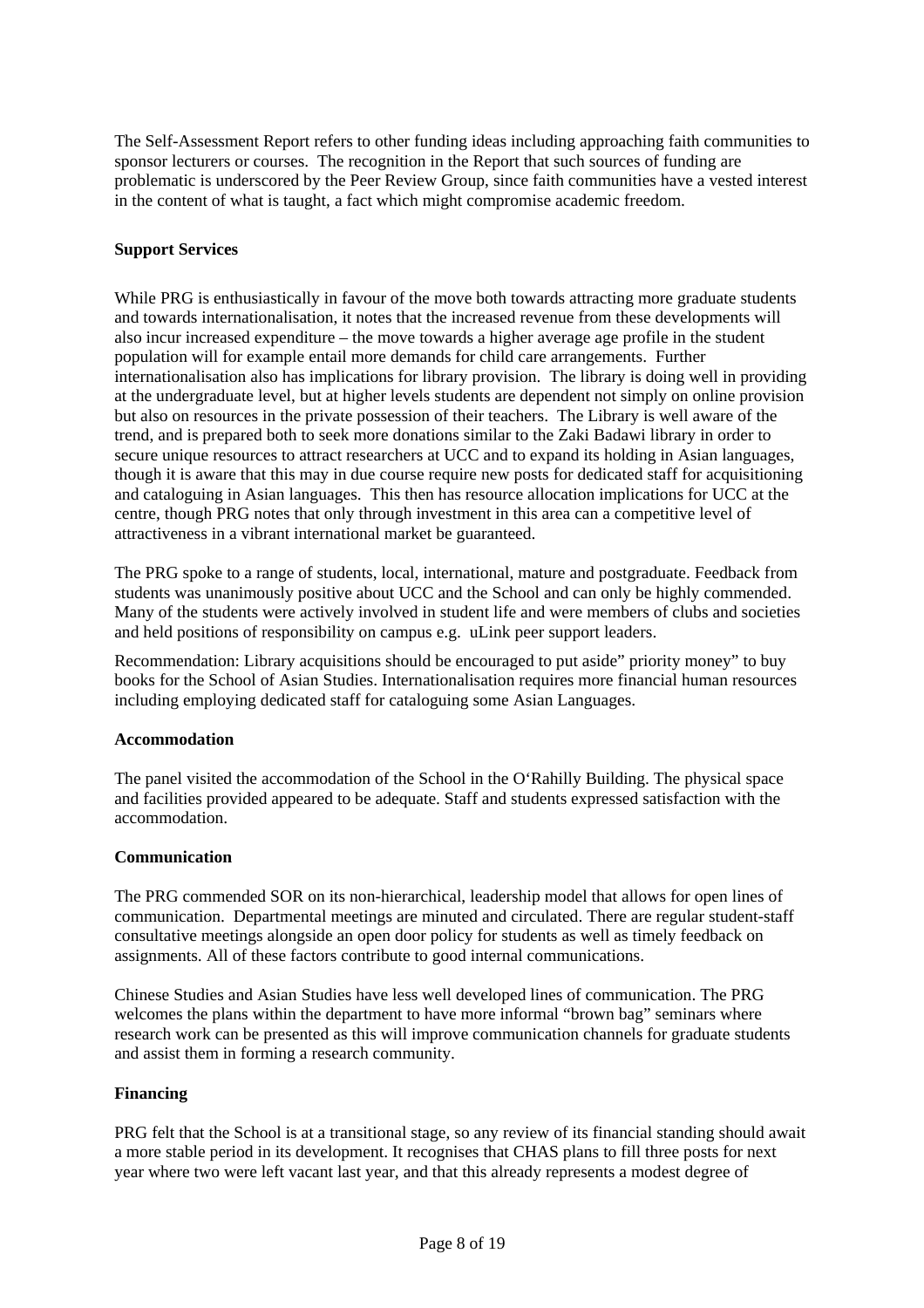The Self-Assessment Report refers to other funding ideas including approaching faith communities to sponsor lecturers or courses. The recognition in the Report that such sources of funding are problematic is underscored by the Peer Review Group, since faith communities have a vested interest in the content of what is taught, a fact which might compromise academic freedom.

**Support Services**

While PRG is enthusiastically in favour of the move both towards attracting more graduate students and towards internationalisation, it notes that the increased revenue from these developments will also incur increased expenditure – the move towards a higher average age profile in the student population will for example entail more demands for child care arrangements. Further internationalisation also has implications for library provision. The library is doing well in providing at the undergraduate level, but at higher levels students are dependent not simply on online provision but also on resources in the private possession of their teachers. The Library is well aware of the trend, and is prepared both to seek more donations similar to the Zaki Badawi library in order to secure unique resources to attract researchers at UCC and to expand its holding in Asian languages, though it is aware that this may in due course require new posts for dedicated staff for acquisitioning and cataloguing in Asian languages. This then has resource allocation implications for UCC at the centre, though PRG notes that only through investment in this area can a competitive level of attractiveness in a vibrant international market be guaranteed.

The PRG spoke to a range of students, local, international, mature and postgraduate. Feedback from students was unanimously positive about UCC and the School and can only be highly commended. Many of the students were actively involved in student life and were members of clubs and societies and held positions of responsibility on campus e.g. uLink peer support leaders.

Recommendation: Library acquisitions should be encouraged to put aside" priority money" to buy books for the School of Asian Studies. Internationalisation requires more financial human resources including employing dedicated staff for cataloguing some Asian Languages.

**Accommodation**

The panel visited the accommodation of the School in the O'Rahilly Building. The physical space and facilities provided appeared to be adequate. Staff and students expressed satisfaction with the accommodation.

**Communication**

The PRG commended SOR on its non-hierarchical, leadership model that allows for open lines of communication. Departmental meetings are minuted and circulated. There are regular student-staff consultative meetings alongside an open door policy for students as well as timely feedback on assignments. All of these factors contribute to good internal communications.

Chinese Studies and Asian Studies have less well developed lines of communication. The PRG welcomes the plans within the department to have more informal "brown bag" seminars where research work can be presented as this will improve communication channels for graduate students and assist them in forming a research community.

**Financing**

PRG felt that the School is at a transitional stage, so any review of its financial standing should await a more stable period in its development. It recognises that CHAS plans to fill three posts for next year where two were left vacant last year, and that this already represents a modest degree of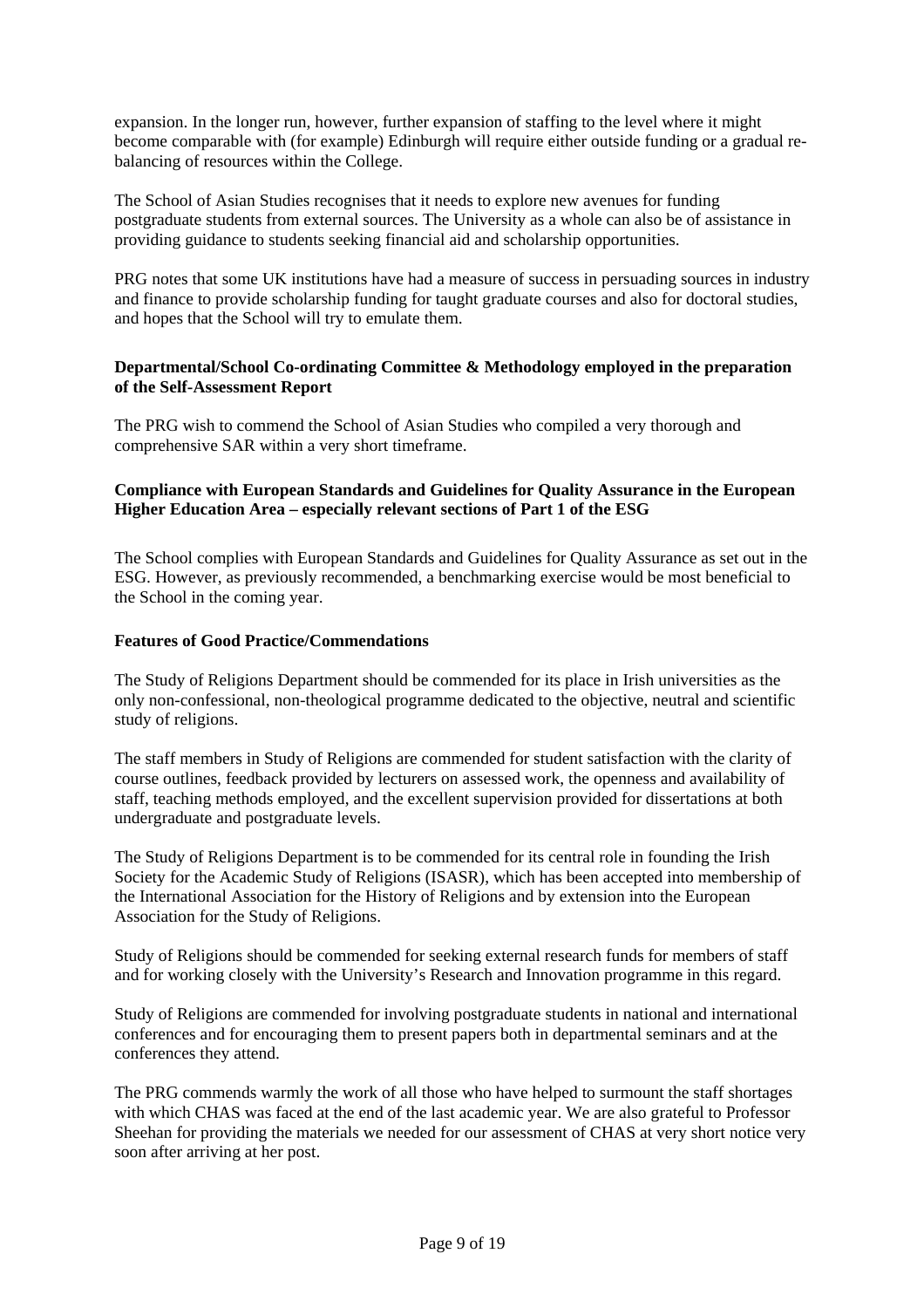expansion. In the longer run, however, further expansion of staffing to the level where it might become comparable with (for example) Edinburgh will require either outside funding or a gradual re-balancing of resources within the College.

The School of Asian Studies recognises that it needs to explore new avenues for funding postgraduate students from external sources. The University as a whole can also be of assistance in providing guidance to students seeking financial aid and scholarship opportunities.

PRG notes that some UK institutions have had a measure of success in persuading sources in industry and finance to provide scholarship funding for taught graduate courses and also for doctoral studies, and hopes that the School will try to emulate them.

**Departmental/School Co-ordinating Committee & Methodology employed in the preparation of the Self-Assessment Report**

The PRG wish to commend the School of Asian Studies who compiled a very thorough and comprehensive SAR within a very short timeframe.

**Compliance with European Standards and Guidelines for Quality Assurance in the European Higher Education Area – especially relevant sections of Part 1 of the ESG**

The School complies with European Standards and Guidelines for Quality Assurance as set out in the ESG. However, as previously recommended, a benchmarking exercise would be most beneficial to the School in the coming year.

**Features of Good Practice/Commendations**

The Study of Religions Department should be commended for its place in Irish universities as the only non-confessional, non-theological programme dedicated to the objective, neutral and scientific study of religions.

The staff members in Study of Religions are commended for student satisfaction with the clarity of course outlines, feedback provided by lecturers on assessed work, the openness and availability of staff, teaching methods employed, and the excellent supervision provided for dissertations at both undergraduate and postgraduate levels.

The Study of Religions Department is to be commended for its central role in founding the Irish Society for the Academic Study of Religions (ISASR), which has been accepted into membership of the International Association for the History of Religions and by extension into the European Association for the Study of Religions.

Study of Religions should be commended for seeking external research funds for members of staff and for working closely with the University's Research and Innovation programme in this regard.

Study of Religions are commended for involving postgraduate students in national and international conferences and for encouraging them to present papers both in departmental seminars and at the conferences they attend.

The PRG commends warmly the work of all those who have helped to surmount the staff shortages with which CHAS was faced at the end of the last academic year. We are also grateful to Professor Sheehan for providing the materials we needed for our assessment of CHAS at very short notice very soon after arriving at her post.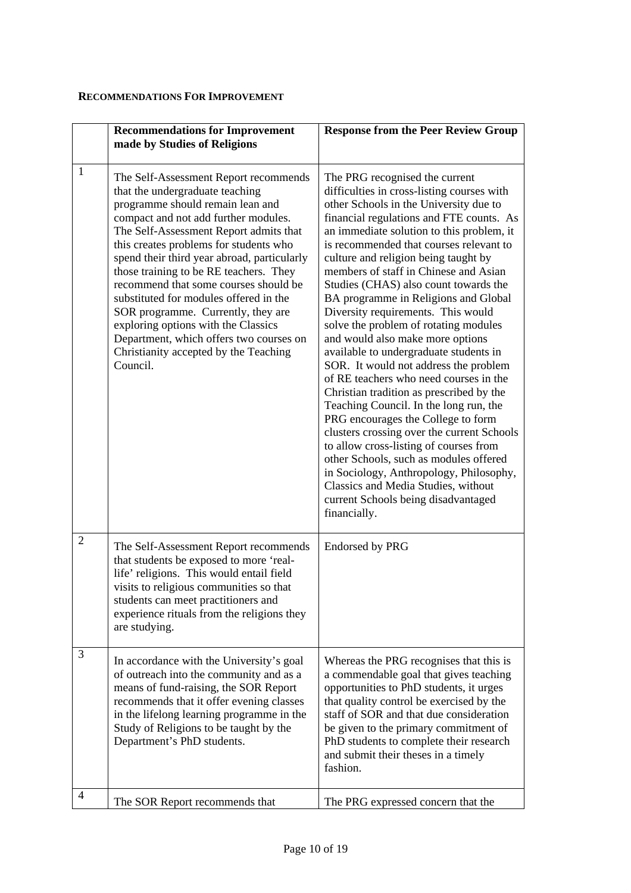**RECOMMENDATIONS FOR IMPROVEMENT**

| | Recommendations for Improvement made by Studies of Religions | Response from the Peer Review Group |
|---|---|---|
| 1 | The Self-Assessment Report recommends that the undergraduate teaching programme should remain lean and compact and not add further modules. The Self-Assessment Report admits that this creates problems for students who spend their third year abroad, particularly those training to be RE teachers. They recommend that some courses should be substituted for modules offered in the SOR programme. Currently, they are exploring options with the Classics Department, which offers two courses on Christianity accepted by the Teaching Council. | The PRG recognised the current difficulties in cross-listing courses with other Schools in the University due to financial regulations and FTE counts. As an immediate solution to this problem, it is recommended that courses relevant to culture and religion being taught by members of staff in Chinese and Asian Studies (CHAS) also count towards the BA programme in Religions and Global Diversity requirements. This would solve the problem of rotating modules and would also make more options available to undergraduate students in SOR. It would not address the problem of RE teachers who need courses in the Christian tradition as prescribed by the Teaching Council. In the long run, the PRG encourages the College to form clusters crossing over the current Schools to allow cross-listing of courses from other Schools, such as modules offered in Sociology, Anthropology, Philosophy, Classics and Media Studies, without current Schools being disadvantaged financially. |
| 2 | The Self-Assessment Report recommends that students be exposed to more 'real-life' religions. This would entail field visits to religious communities so that students can meet practitioners and experience rituals from the religions they are studying. | Endorsed by PRG |
| 3 | In accordance with the University's goal of outreach into the community and as a means of fund-raising, the SOR Report recommends that it offer evening classes in the lifelong learning programme in the Study of Religions to be taught by the Department's PhD students. | Whereas the PRG recognises that this is a commendable goal that gives teaching opportunities to PhD students, it urges that quality control be exercised by the staff of SOR and that due consideration be given to the primary commitment of PhD students to complete their research and submit their theses in a timely fashion. |
| 4 | The SOR Report recommends that | The PRG expressed concern that the |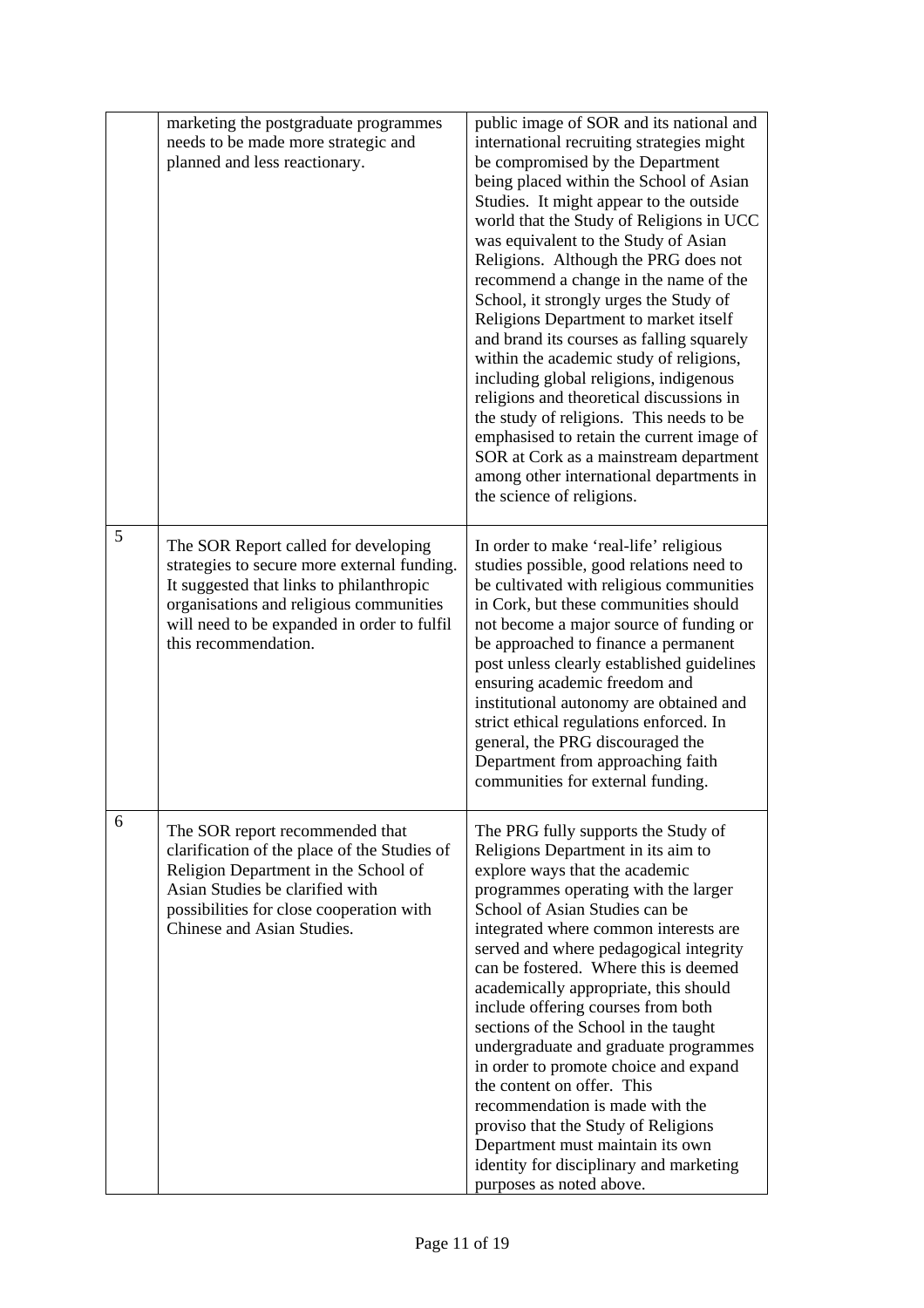|  |  |  |
|---|---|---|
|  | marketing the postgraduate programmes needs to be made more strategic and planned and less reactionary. | public image of SOR and its national and international recruiting strategies might be compromised by the Department being placed within the School of Asian Studies. It might appear to the outside world that the Study of Religions in UCC was equivalent to the Study of Asian Religions. Although the PRG does not recommend a change in the name of the School, it strongly urges the Study of Religions Department to market itself and brand its courses as falling squarely within the academic study of religions, including global religions, indigenous religions and theoretical discussions in the study of religions. This needs to be emphasised to retain the current image of SOR at Cork as a mainstream department among other international departments in the science of religions. |
| 5 | The SOR Report called for developing strategies to secure more external funding. It suggested that links to philanthropic organisations and religious communities will need to be expanded in order to fulfil this recommendation. | In order to make 'real-life' religious studies possible, good relations need to be cultivated with religious communities in Cork, but these communities should not become a major source of funding or be approached to finance a permanent post unless clearly established guidelines ensuring academic freedom and institutional autonomy are obtained and strict ethical regulations enforced. In general, the PRG discouraged the Department from approaching faith communities for external funding. |
| 6 | The SOR report recommended that clarification of the place of the Studies of Religion Department in the School of Asian Studies be clarified with possibilities for close cooperation with Chinese and Asian Studies. | The PRG fully supports the Study of Religions Department in its aim to explore ways that the academic programmes operating with the larger School of Asian Studies can be integrated where common interests are served and where pedagogical integrity can be fostered. Where this is deemed academically appropriate, this should include offering courses from both sections of the School in the taught undergraduate and graduate programmes in order to promote choice and expand the content on offer. This recommendation is made with the proviso that the Study of Religions Department must maintain its own identity for disciplinary and marketing purposes as noted above. |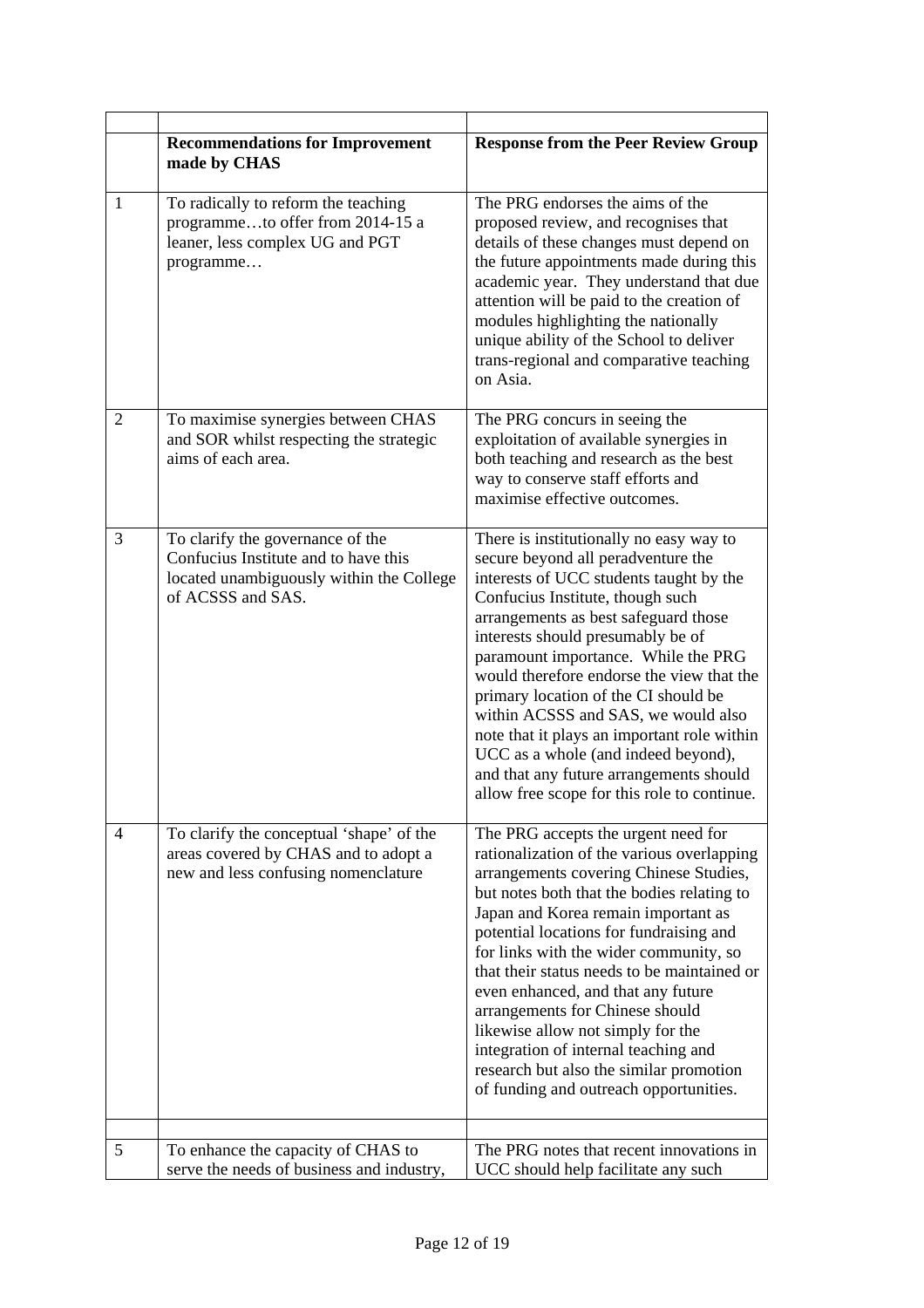| | Recommendations for Improvement made by CHAS | Response from the Peer Review Group |
|---|---|---|
| 1 | To radically to reform the teaching programme…to offer from 2014-15 a leaner, less complex UG and PGT programme… | The PRG endorses the aims of the proposed review, and recognises that details of these changes must depend on the future appointments made during this academic year. They understand that due attention will be paid to the creation of modules highlighting the nationally unique ability of the School to deliver trans-regional and comparative teaching on Asia. |
| 2 | To maximise synergies between CHAS and SOR whilst respecting the strategic aims of each area. | The PRG concurs in seeing the exploitation of available synergies in both teaching and research as the best way to conserve staff efforts and maximise effective outcomes. |
| 3 | To clarify the governance of the Confucius Institute and to have this located unambiguously within the College of ACSSS and SAS. | There is institutionally no easy way to secure beyond all peradventure the interests of UCC students taught by the Confucius Institute, though such arrangements as best safeguard those interests should presumably be of paramount importance. While the PRG would therefore endorse the view that the primary location of the CI should be within ACSSS and SAS, we would also note that it plays an important role within UCC as a whole (and indeed beyond), and that any future arrangements should allow free scope for this role to continue. |
| 4 | To clarify the conceptual 'shape' of the areas covered by CHAS and to adopt a new and less confusing nomenclature | The PRG accepts the urgent need for rationalization of the various overlapping arrangements covering Chinese Studies, but notes both that the bodies relating to Japan and Korea remain important as potential locations for fundraising and for links with the wider community, so that their status needs to be maintained or even enhanced, and that any future arrangements for Chinese should likewise allow not simply for the integration of internal teaching and research but also the similar promotion of funding and outreach opportunities. |
| | | |
| 5 | To enhance the capacity of CHAS to serve the needs of business and industry, | The PRG notes that recent innovations in UCC should help facilitate any such |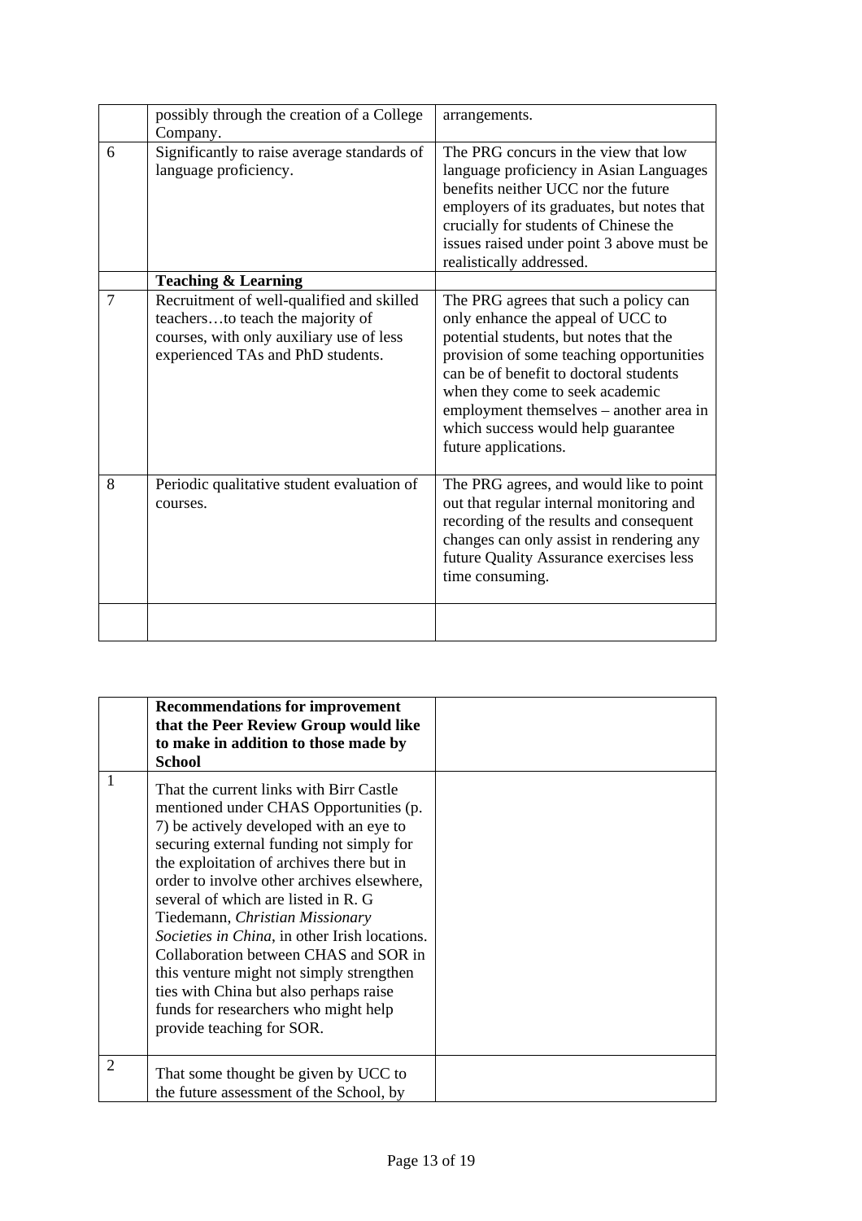|  |  |  |
|---|---|---|
|  | possibly through the creation of a College Company. | arrangements. |
| 6 | Significantly to raise average standards of language proficiency. | The PRG concurs in the view that low language proficiency in Asian Languages benefits neither UCC nor the future employers of its graduates, but notes that crucially for students of Chinese the issues raised under point 3 above must be realistically addressed. |
|  | **Teaching & Learning** |  |
| 7 | Recruitment of well-qualified and skilled teachers…to teach the majority of courses, with only auxiliary use of less experienced TAs and PhD students. | The PRG agrees that such a policy can only enhance the appeal of UCC to potential students, but notes that the provision of some teaching opportunities can be of benefit to doctoral students when they come to seek academic employment themselves – another area in which success would help guarantee future applications. |
| 8 | Periodic qualitative student evaluation of courses. | The PRG agrees, and would like to point out that regular internal monitoring and recording of the results and consequent changes can only assist in rendering any future Quality Assurance exercises less time consuming. |
|  |  |  |

|  | **Recommendations for improvement that the Peer Review Group would like to make in addition to those made by School** |  |
|---|---|---|
| 1 | That the current links with Birr Castle mentioned under CHAS Opportunities (p. 7) be actively developed with an eye to securing external funding not simply for the exploitation of archives there but in order to involve other archives elsewhere, several of which are listed in R. G Tiedemann, *Christian Missionary Societies in China*, in other Irish locations. Collaboration between CHAS and SOR in this venture might not simply strengthen ties with China but also perhaps raise funds for researchers who might help provide teaching for SOR. |  |
| 2 | That some thought be given by UCC to the future assessment of the School, by |  |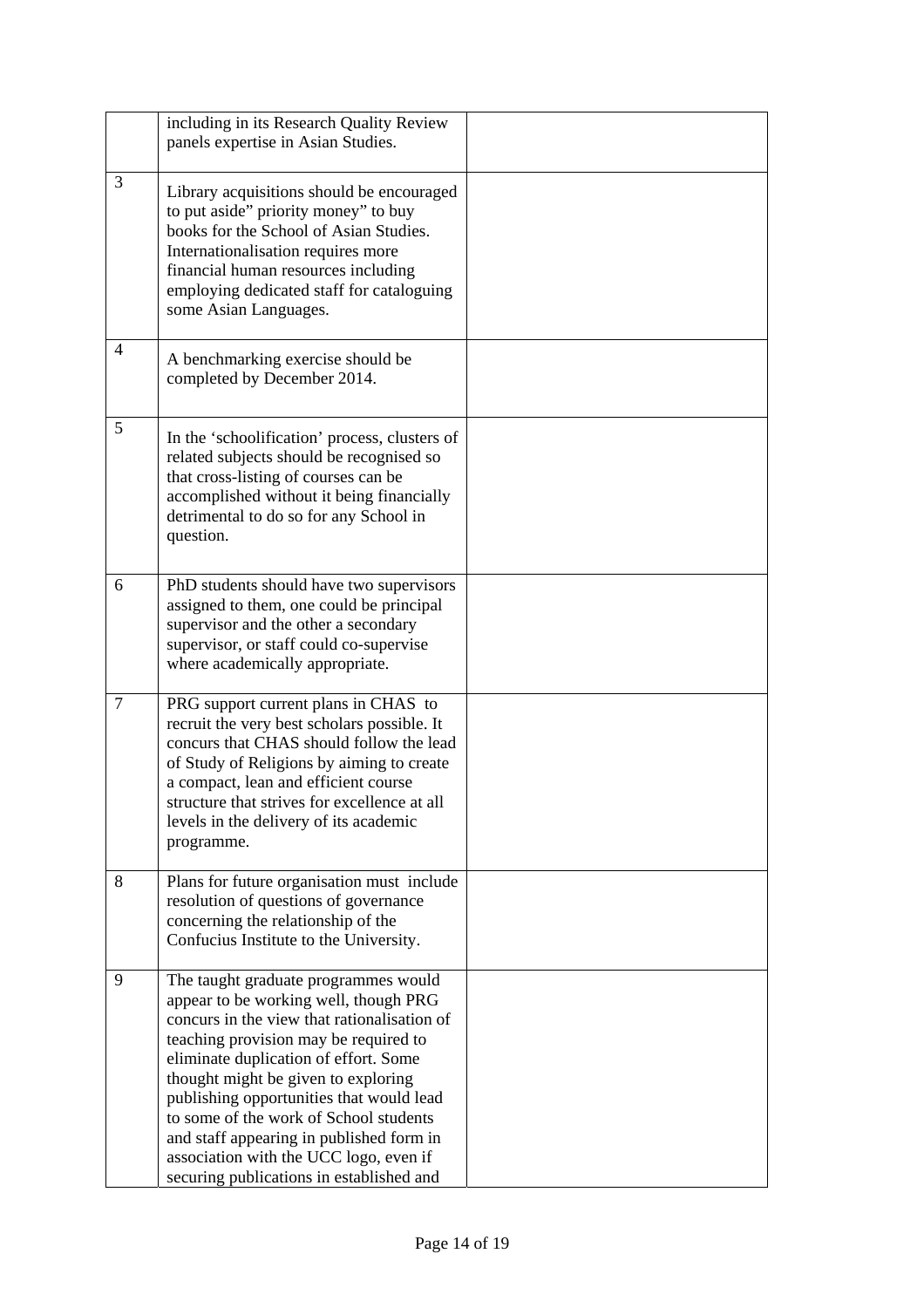| | | |
|---|---|---|
| | including in its Research Quality Review panels expertise in Asian Studies. | |
| 3 | Library acquisitions should be encouraged to put aside" priority money" to buy books for the School of Asian Studies. Internationalisation requires more financial human resources including employing dedicated staff for cataloguing some Asian Languages. | |
| 4 | A benchmarking exercise should be completed by December 2014. | |
| 5 | In the 'schoolification' process, clusters of related subjects should be recognised so that cross-listing of courses can be accomplished without it being financially detrimental to do so for any School in question. | |
| 6 | PhD students should have two supervisors assigned to them, one could be principal supervisor and the other a secondary supervisor, or staff could co-supervise where academically appropriate. | |
| 7 | PRG support current plans in CHAS to recruit the very best scholars possible. It concurs that CHAS should follow the lead of Study of Religions by aiming to create a compact, lean and efficient course structure that strives for excellence at all levels in the delivery of its academic programme. | |
| 8 | Plans for future organisation must include resolution of questions of governance concerning the relationship of the Confucius Institute to the University. | |
| 9 | The taught graduate programmes would appear to be working well, though PRG concurs in the view that rationalisation of teaching provision may be required to eliminate duplication of effort. Some thought might be given to exploring publishing opportunities that would lead to some of the work of School students and staff appearing in published form in association with the UCC logo, even if securing publications in established and | |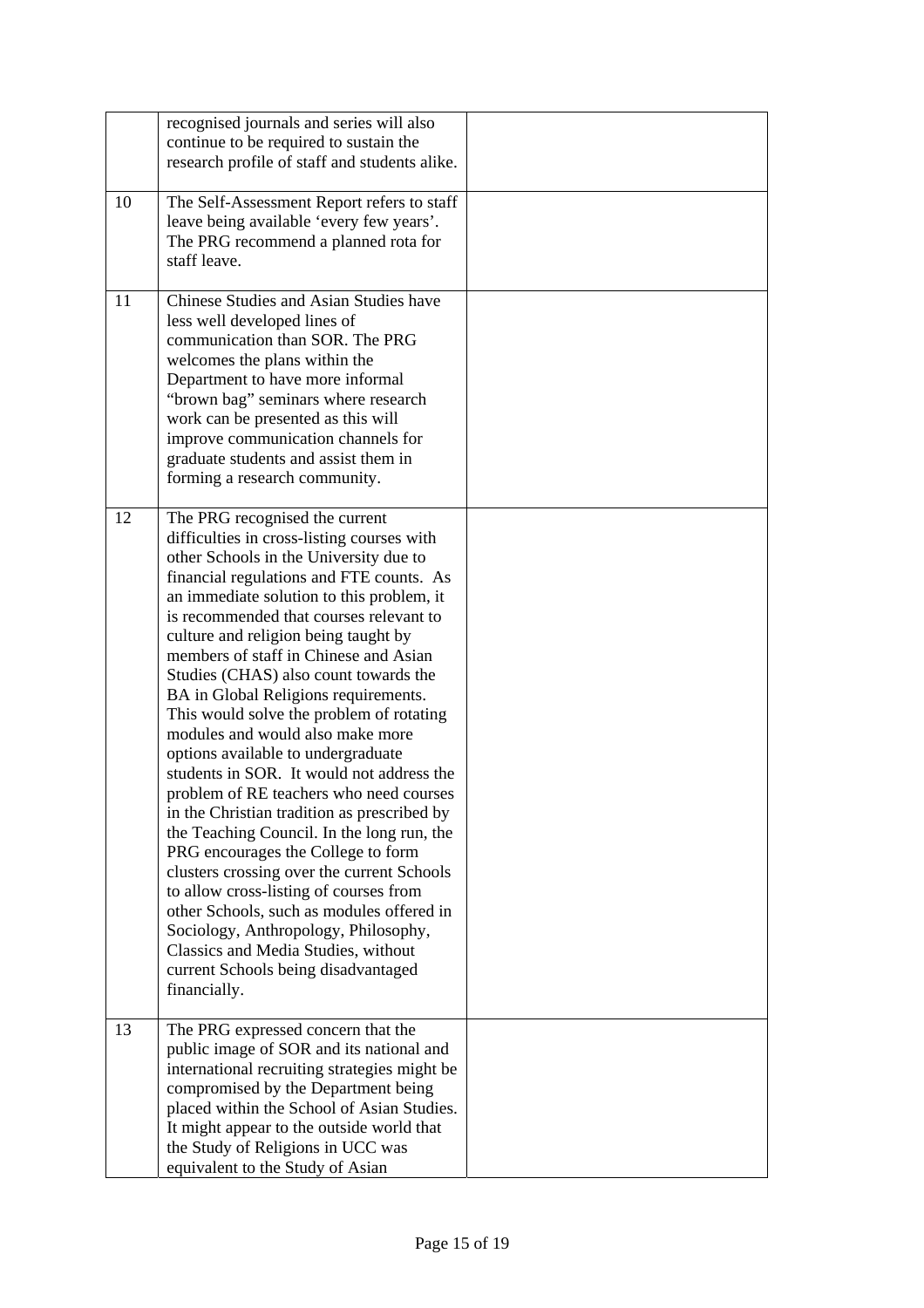| | | |
|---|---|---|
| | recognised journals and series will also continue to be required to sustain the research profile of staff and students alike. | |
| 10 | The Self-Assessment Report refers to staff leave being available 'every few years'. The PRG recommend a planned rota for staff leave. | |
| 11 | Chinese Studies and Asian Studies have less well developed lines of communication than SOR. The PRG welcomes the plans within the Department to have more informal "brown bag" seminars where research work can be presented as this will improve communication channels for graduate students and assist them in forming a research community. | |
| 12 | The PRG recognised the current difficulties in cross-listing courses with other Schools in the University due to financial regulations and FTE counts. As an immediate solution to this problem, it is recommended that courses relevant to culture and religion being taught by members of staff in Chinese and Asian Studies (CHAS) also count towards the BA in Global Religions requirements. This would solve the problem of rotating modules and would also make more options available to undergraduate students in SOR. It would not address the problem of RE teachers who need courses in the Christian tradition as prescribed by the Teaching Council. In the long run, the PRG encourages the College to form clusters crossing over the current Schools to allow cross-listing of courses from other Schools, such as modules offered in Sociology, Anthropology, Philosophy, Classics and Media Studies, without current Schools being disadvantaged financially. | |
| 13 | The PRG expressed concern that the public image of SOR and its national and international recruiting strategies might be compromised by the Department being placed within the School of Asian Studies. It might appear to the outside world that the Study of Religions in UCC was equivalent to the Study of Asian | |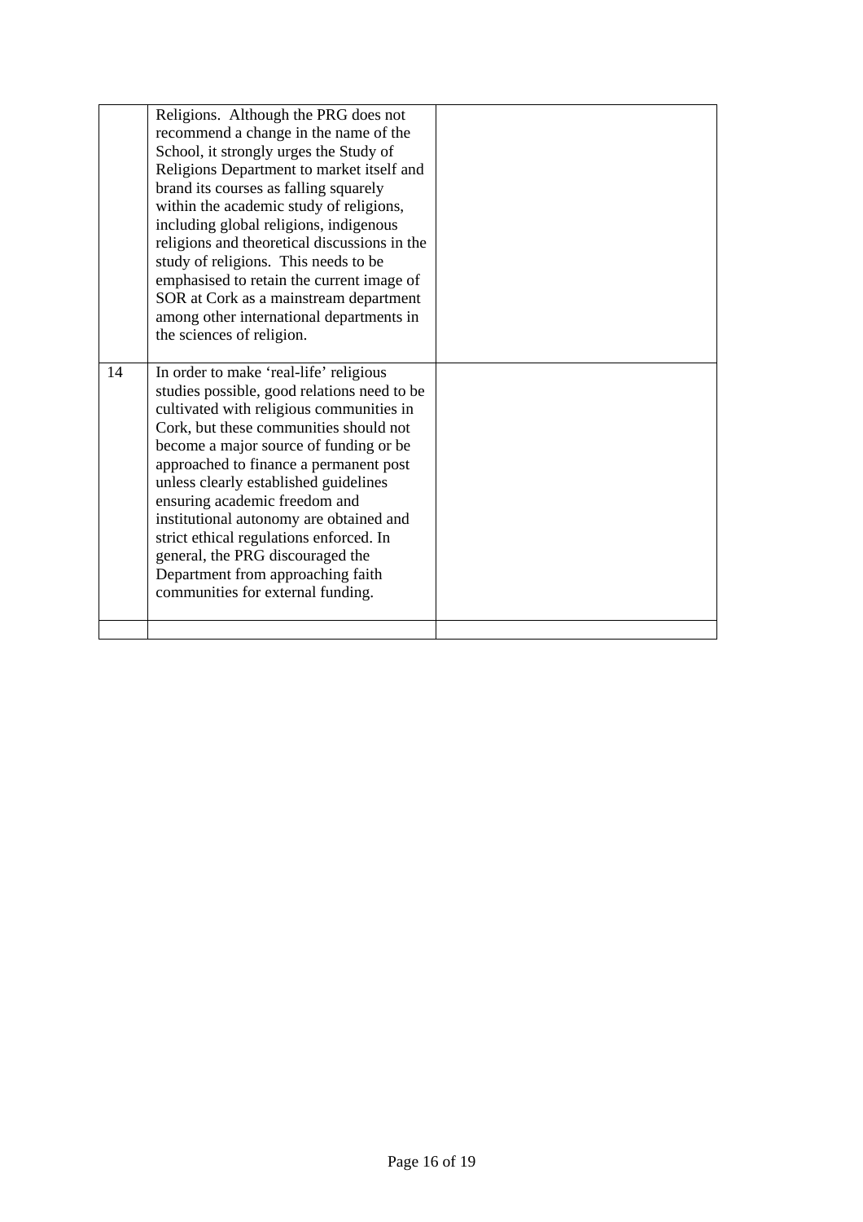| | | |
|---|---|---|
| | Religions. Although the PRG does not recommend a change in the name of the School, it strongly urges the Study of Religions Department to market itself and brand its courses as falling squarely within the academic study of religions, including global religions, indigenous religions and theoretical discussions in the study of religions. This needs to be emphasised to retain the current image of SOR at Cork as a mainstream department among other international departments in the sciences of religion. | |
| 14 | In order to make 'real-life' religious studies possible, good relations need to be cultivated with religious communities in Cork, but these communities should not become a major source of funding or be approached to finance a permanent post unless clearly established guidelines ensuring academic freedom and institutional autonomy are obtained and strict ethical regulations enforced. In general, the PRG discouraged the Department from approaching faith communities for external funding. | |
| | | |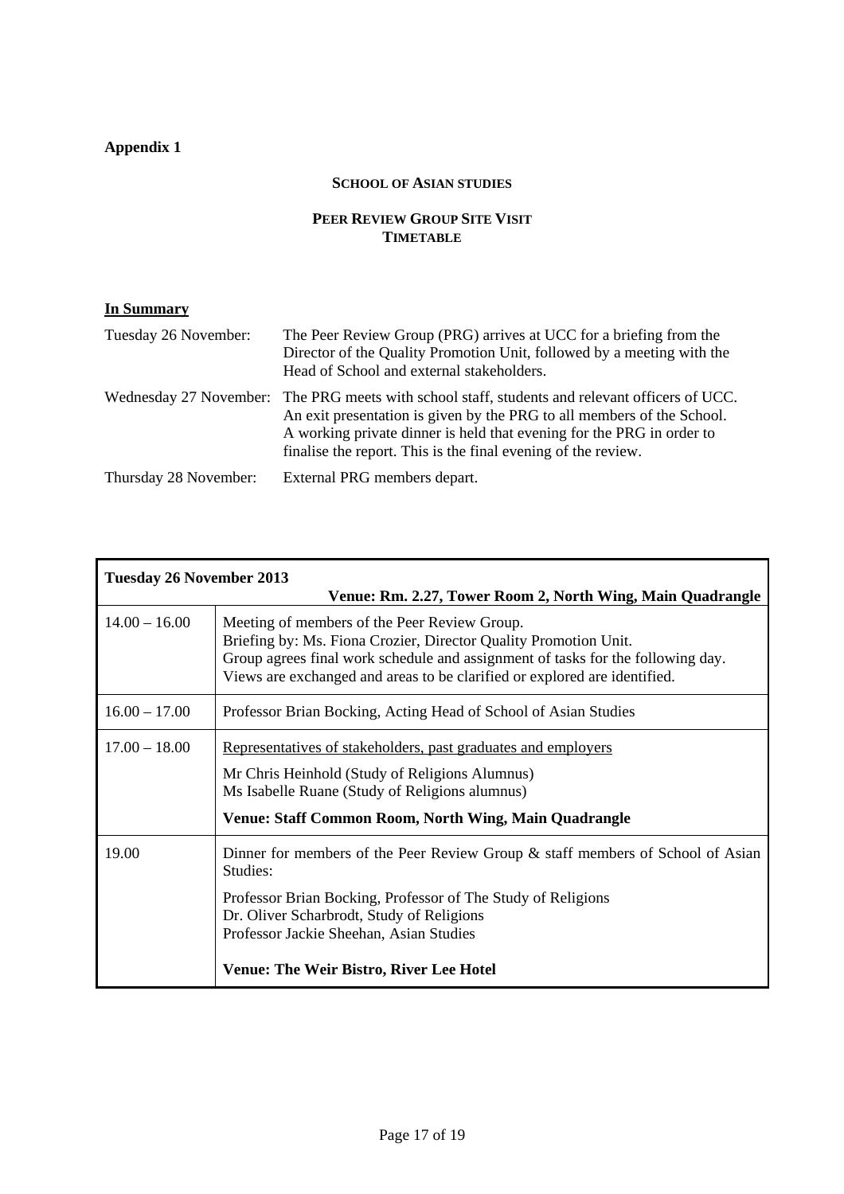**Appendix 1**

**SCHOOL OF ASIAN STUDIES**

**PEER REVIEW GROUP SITE VISIT TIMETABLE**

**In Summary**

| | |
|---|---|
| Tuesday 26 November: | The Peer Review Group (PRG) arrives at UCC for a briefing from the Director of the Quality Promotion Unit, followed by a meeting with the Head of School and external stakeholders. |
| Wednesday 27 November: | The PRG meets with school staff, students and relevant officers of UCC. An exit presentation is given by the PRG to all members of the School. A working private dinner is held that evening for the PRG in order to finalise the report. This is the final evening of the review. |
| Thursday 28 November: | External PRG members depart. |

| **Tuesday 26 November 2013** | **Venue: Rm. 2.27, Tower Room 2, North Wing, Main Quadrangle** |
|---|---|
| 14.00 – 16.00 | Meeting of members of the Peer Review Group. Briefing by: Ms. Fiona Crozier, Director Quality Promotion Unit. Group agrees final work schedule and assignment of tasks for the following day. Views are exchanged and areas to be clarified or explored are identified. |
| 16.00 – 17.00 | Professor Brian Bocking, Acting Head of School of Asian Studies |
| 17.00 – 18.00 | Representatives of stakeholders, past graduates and employers<br>Mr Chris Heinhold (Study of Religions Alumnus)<br>Ms Isabelle Ruane (Study of Religions alumnus)<br>**Venue: Staff Common Room, North Wing, Main Quadrangle** |
| 19.00 | Dinner for members of the Peer Review Group & staff members of School of Asian Studies:<br>Professor Brian Bocking, Professor of The Study of Religions<br>Dr. Oliver Scharbrodt, Study of Religions<br>Professor Jackie Sheehan, Asian Studies<br>**Venue: The Weir Bistro, River Lee Hotel** |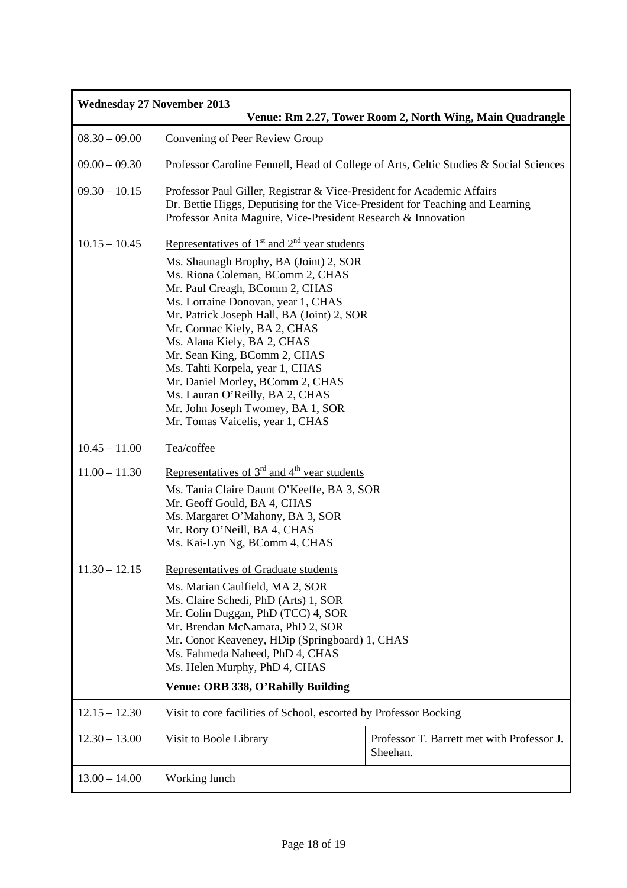| **Wednesday 27 November 2013** **Venue: Rm 2.27, Tower Room 2, North Wing, Main Quadrangle** | | |
|---|---|---|
| 08.30 – 09.00 | Convening of Peer Review Group | |
| 09.00 – 09.30 | Professor Caroline Fennell, Head of College of Arts, Celtic Studies & Social Sciences | |
| 09.30 – 10.15 | Professor Paul Giller, Registrar & Vice-President for Academic Affairs<br>Dr. Bettie Higgs, Deputising for the Vice-President for Teaching and Learning<br>Professor Anita Maguire, Vice-President Research & Innovation | |
| 10.15 – 10.45 | Representatives of 1st and 2nd year students<br>Ms. Shaunagh Brophy, BA (Joint) 2, SOR<br>Ms. Riona Coleman, BComm 2, CHAS<br>Mr. Paul Creagh, BComm 2, CHAS<br>Ms. Lorraine Donovan, year 1, CHAS<br>Mr. Patrick Joseph Hall, BA (Joint) 2, SOR<br>Mr. Cormac Kiely, BA 2, CHAS<br>Ms. Alana Kiely, BA 2, CHAS<br>Mr. Sean King, BComm 2, CHAS<br>Ms. Tahti Korpela, year 1, CHAS<br>Mr. Daniel Morley, BComm 2, CHAS<br>Ms. Lauran O'Reilly, BA 2, CHAS<br>Mr. John Joseph Twomey, BA 1, SOR<br>Mr. Tomas Vaicelis, year 1, CHAS | |
| 10.45 – 11.00 | Tea/coffee | |
| 11.00 – 11.30 | Representatives of 3rd and 4th year students<br>Ms. Tania Claire Daunt O'Keeffe, BA 3, SOR<br>Mr. Geoff Gould, BA 4, CHAS<br>Ms. Margaret O'Mahony, BA 3, SOR<br>Mr. Rory O'Neill, BA 4, CHAS<br>Ms. Kai-Lyn Ng, BComm 4, CHAS | |
| 11.30 – 12.15 | Representatives of Graduate students<br>Ms. Marian Caulfield, MA 2, SOR<br>Ms. Claire Schedi, PhD (Arts) 1, SOR<br>Mr. Colin Duggan, PhD (TCC) 4, SOR<br>Mr. Brendan McNamara, PhD 2, SOR<br>Mr. Conor Keaveney, HDip (Springboard) 1, CHAS<br>Ms. Fahmeda Naheed, PhD 4, CHAS<br>Ms. Helen Murphy, PhD 4, CHAS<br>**Venue: ORB 338, O'Rahilly Building** | |
| 12.15 – 12.30 | Visit to core facilities of School, escorted by Professor Bocking | |
| 12.30 – 13.00 | Visit to Boole Library | Professor T. Barrett met with Professor J. Sheehan. |
| 13.00 – 14.00 | Working lunch | |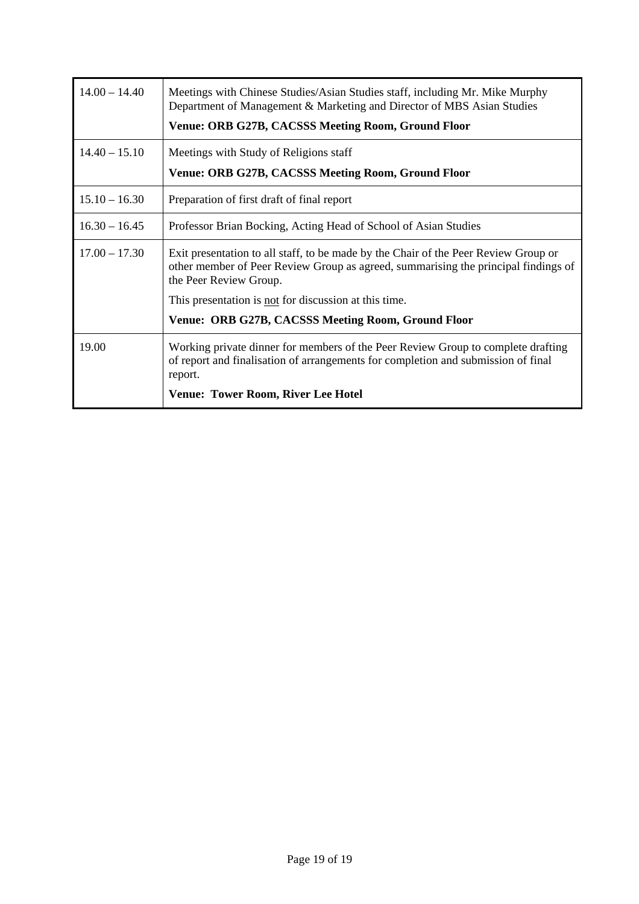| | |
|---|---|
| 14.00 – 14.40 | Meetings with Chinese Studies/Asian Studies staff, including Mr. Mike Murphy Department of Management & Marketing and Director of MBS Asian Studies<br>**Venue: ORB G27B, CACSSS Meeting Room, Ground Floor** |
| 14.40 – 15.10 | Meetings with Study of Religions staff<br>**Venue: ORB G27B, CACSSS Meeting Room, Ground Floor** |
| 15.10 – 16.30 | Preparation of first draft of final report |
| 16.30 – 16.45 | Professor Brian Bocking, Acting Head of School of Asian Studies |
| 17.00 – 17.30 | Exit presentation to all staff, to be made by the Chair of the Peer Review Group or other member of Peer Review Group as agreed, summarising the principal findings of the Peer Review Group.<br>This presentation is <u>not</u> for discussion at this time.<br>**Venue: ORB G27B, CACSSS Meeting Room, Ground Floor** |
| 19.00 | Working private dinner for members of the Peer Review Group to complete drafting of report and finalisation of arrangements for completion and submission of final report.<br>**Venue: Tower Room, River Lee Hotel** |